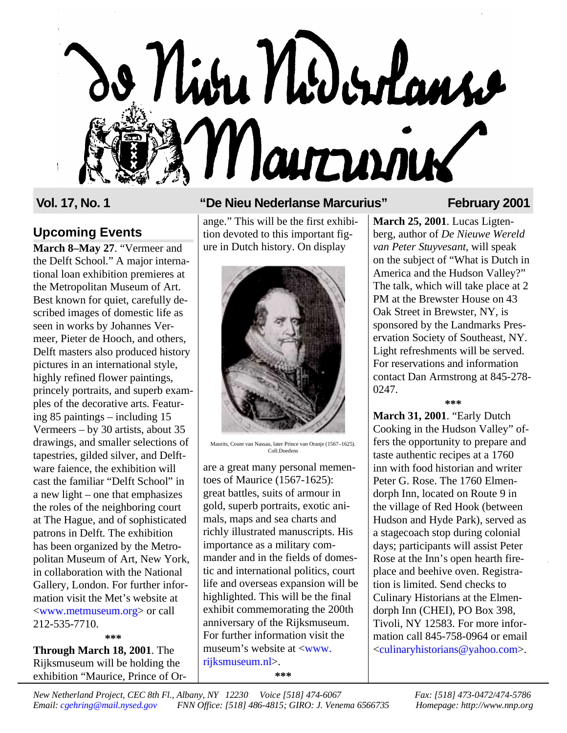# De Nieu Nederlanse Marcurius

**Vol. 17, No. 1** "De Nieu Nederlanse Marcurius" **February 2001**

## Upcoming Events

**March 8–May 27**. "Vermeer and the Delft School." A major international loan exhibition premieres at the Metropolitan Museum of Art. Best known for quiet, carefully described images of domestic life as seen in works by Johannes Vermeer, Pieter de Hooch, and others, Delft masters also produced history pictures in an international style, highly refined flower paintings, princely portraits, and superb examples of the decorative arts. Featuring 85 paintings – including 15 Vermeers – by 30 artists, about 35 drawings, and smaller selections of tapestries, gilded silver, and Delftware faience, the exhibition will cast the familiar "Delft School" in a new light – one that emphasizes the roles of the neighboring court at The Hague, and of sophisticated patrons in Delft. The exhibition has been organized by the Metropolitan Museum of Art, New York, in collaboration with the National Gallery, London. For further information visit the Met's website at <www.metmuseum.org> or call 212-535-7710.

***

**Through March 18, 2001**. The Rijksmuseum will be holding the exhibition "Maurice, Prince of Orange." This will be the first exhibition devoted to this important figure in Dutch history. On display are a great many personal mementoes of Maurice (1567-1625): great battles, suits of armour in gold, superb portraits, exotic animals, maps and sea charts and richly illustrated manuscripts. His importance as a military commander and in the fields of domestic and international politics, court life and overseas expansion will be highlighted. This will be the final exhibit commemorating the 200th anniversary of the Rijksmuseum. For further information visit the museum's website at <www.rijksmuseum.nl>.

Maurits, Count van Nassau, later Prince van Oranje (1567–1625). Coll.Doedens

***

**March 25, 2001**. Lucas Ligtenberg, author of *De Nieuwe Wereld van Peter Stuyvesant*, will speak on the subject of "What is Dutch in America and the Hudson Valley?" The talk, which will take place at 2 PM at the Brewster House on 43 Oak Street in Brewster, NY, is sponsored by the Landmarks Preservation Society of Southeast, NY. Light refreshments will be served. For reservations and information contact Dan Armstrong at 845-278-0247.

***

**March 31, 2001**. "Early Dutch Cooking in the Hudson Valley" offers the opportunity to prepare and taste authentic recipes at a 1760 inn with food historian and writer Peter G. Rose. The 1760 Elmendorph Inn, located on Route 9 in the village of Red Hook (between Hudson and Hyde Park), served as a stagecoach stop during colonial days; participants will assist Peter Rose at the Inn's open hearth fireplace and beehive oven. Registration is limited. Send checks to Culinary Historians at the Elmendorph Inn (CHEI), PO Box 398, Tivoli, NY 12583. For more information call 845-758-0964 or email <culinaryhistorians@yahoo.com>.

*New Netherland Project, CEC 8th Fl., Albany, NY 12230 Voice [518] 474-6067 Fax: [518] 473-0472/474-5786*
*Email: cgehring@mail.nysed.gov FNN Office: [518] 486-4815; GIRO: J. Venema 6566735 Homepage: http://www.nnp.org*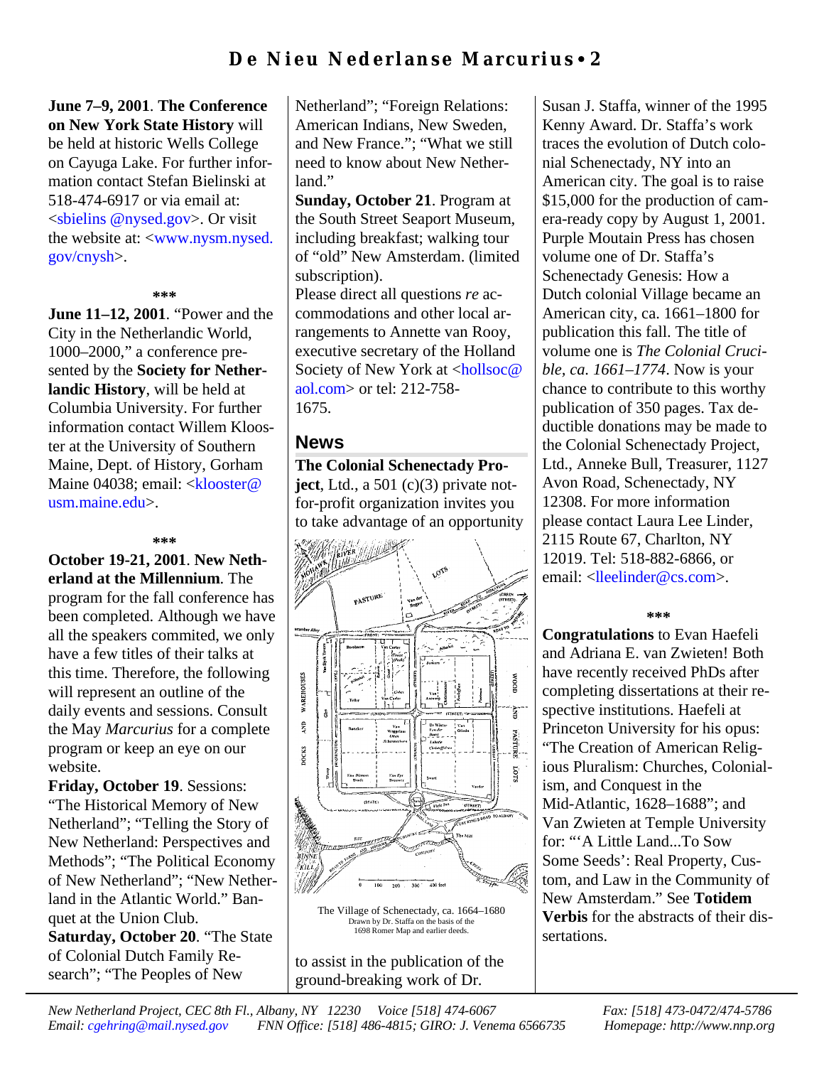**June 7–9, 2001**. **The Conference on New York State History** will be held at historic Wells College on Cayuga Lake. For further information contact Stefan Bielinski at 518-474-6917 or via email at: <sbielins @nysed.gov>. Or visit the website at: <www.nysm.nysed.gov/cnysh>.

***

**June 11–12, 2001**. "Power and the City in the Netherlandic World, 1000–2000," a conference presented by the **Society for Netherlandic History**, will be held at Columbia University. For further information contact Willem Klooster at the University of Southern Maine, Dept. of History, Gorham Maine 04038; email: <klooster@usm.maine.edu>.

***

**October 19-21, 2001**. **New Netherland at the Millennium**. The program for the fall conference has been completed. Although we have all the speakers commited, we only have a few titles of their talks at this time. Therefore, the following will represent an outline of the daily events and sessions. Consult the May *Marcurius* for a complete program or keep an eye on our website.

**Friday, October 19**. Sessions: "The Historical Memory of New Netherland"; "Telling the Story of New Netherland: Perspectives and Methods"; "The Political Economy of New Netherland"; "New Netherland in the Atlantic World." Banquet at the Union Club.

**Saturday, October 20**. "The State of Colonial Dutch Family Research"; "The Peoples of New Netherland"; "Foreign Relations: American Indians, New Sweden, and New France."; "What we still need to know about New Netherland."

**Sunday, October 21**. Program at the South Street Seaport Museum, including breakfast; walking tour of "old" New Amsterdam. (limited subscription).

Please direct all questions *re* accommodations and other local arrangements to Annette van Rooy, executive secretary of the Holland Society of New York at <hollsoc@aol.com> or tel: 212-758-1675.

## News

**The Colonial Schenectady Project**, Ltd., a 501 (c)(3) private not-for-profit organization invites you to take advantage of an opportunity to assist in the publication of the ground-breaking work of Dr. Susan J. Staffa, winner of the 1995 Kenny Award. Dr. Staffa's work traces the evolution of Dutch colonial Schenectady, NY into an American city. The goal is to raise $15,000 for the production of camera-ready copy by August 1, 2001. Purple Moutain Press has chosen volume one of Dr. Staffa's Schenectady Genesis: How a Dutch colonial Village became an American city, ca. 1661–1800 for publication this fall. The title of volume one is *The Colonial Crucible, ca. 1661–1774*. Now is your chance to contribute to this worthy publication of 350 pages. Tax deductible donations may be made to the Colonial Schenectady Project, Ltd., Anneke Bull, Treasurer, 1127 Avon Road, Schenectady, NY 12308. For more information please contact Laura Lee Linder, 2115 Route 67, Charlton, NY 12019. Tel: 518-882-6866, or email: <lleelinder@cs.com>.

The Village of Schenectady, ca. 1664–1680
Drawn by Dr. Staffa on the basis of the 1698 Romer Map and earlier deeds.

***

**Congratulations** to Evan Haefeli and Adriana E. van Zwieten! Both have recently received PhDs after completing dissertations at their respective institutions. Haefeli at Princeton University for his opus: "The Creation of American Religious Pluralism: Churches, Colonialism, and Conquest in the Mid-Atlantic, 1628–1688"; and Van Zwieten at Temple University for: "'A Little Land...To Sow Some Seeds': Real Property, Custom, and Law in the Community of New Amsterdam." See **Totidem Verbis** for the abstracts of their dissertations.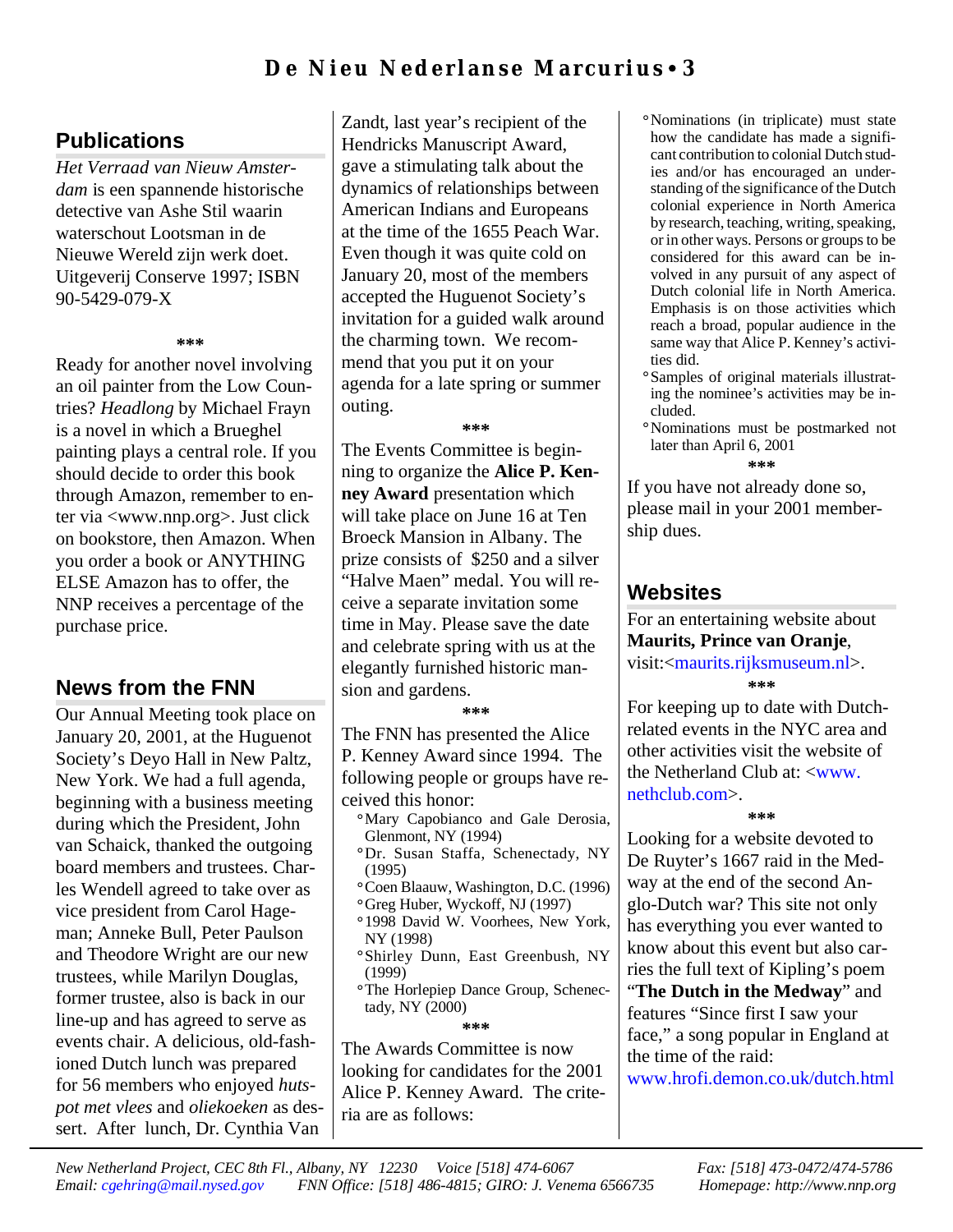## Publications

*Het Verraad van Nieuw Amsterdam* is een spannende historische detective van Ashe Stil waarin waterschout Lootsman in de Nieuwe Wereld zijn werk doet. Uitgeverij Conserve 1997; ISBN 90-5429-079-X

\*\*\*

Ready for another novel involving an oil painter from the Low Countries? *Headlong* by Michael Frayn is a novel in which a Brueghel painting plays a central role. If you should decide to order this book through Amazon, remember to enter via <www.nnp.org>. Just click on bookstore, then Amazon. When you order a book or ANYTHING ELSE Amazon has to offer, the NNP receives a percentage of the purchase price.

## News from the FNN

Our Annual Meeting took place on January 20, 2001, at the Huguenot Society's Deyo Hall in New Paltz, New York. We had a full agenda, beginning with a business meeting during which the President, John van Schaick, thanked the outgoing board members and trustees. Charles Wendell agreed to take over as vice president from Carol Hageman; Anneke Bull, Peter Paulson and Theodore Wright are our new trustees, while Marilyn Douglas, former trustee, also is back in our line-up and has agreed to serve as events chair. A delicious, old-fashioned Dutch lunch was prepared for 56 members who enjoyed *hutspot met vlees* and *oliekoeken* as dessert. After lunch, Dr. Cynthia Van Zandt, last year's recipient of the Hendricks Manuscript Award, gave a stimulating talk about the dynamics of relationships between American Indians and Europeans at the time of the 1655 Peach War. Even though it was quite cold on January 20, most of the members accepted the Huguenot Society's invitation for a guided walk around the charming town. We recommend that you put it on your agenda for a late spring or summer outing.

\*\*\*

The Events Committee is beginning to organize the **Alice P. Kenney Award** presentation which will take place on June 16 at Ten Broeck Mansion in Albany. The prize consists of $250 and a silver "Halve Maen" medal. You will receive a separate invitation some time in May. Please save the date and celebrate spring with us at the elegantly furnished historic mansion and gardens.

\*\*\*

The FNN has presented the Alice P. Kenney Award since 1994. The following people or groups have received this honor:

- Mary Capobianco and Gale Derosia, Glenmont, NY (1994)
- Dr. Susan Staffa, Schenectady, NY (1995)
- Coen Blaauw, Washington, D.C. (1996)
- Greg Huber, Wyckoff, NJ (1997)
- 1998 David W. Voorhees, New York, NY (1998)
- Shirley Dunn, East Greenbush, NY (1999)
- The Horlepiep Dance Group, Schenectady, NY (2000)

\*\*\*

The Awards Committee is now looking for candidates for the 2001 Alice P. Kenney Award. The criteria are as follows:

- Nominations (in triplicate) must state how the candidate has made a significant contribution to colonial Dutch studies and/or has encouraged an understanding of the significance of the Dutch colonial experience in North America by research, teaching, writing, speaking, or in other ways. Persons or groups to be considered for this award can be involved in any pursuit of any aspect of Dutch colonial life in North America. Emphasis is on those activities which reach a broad, popular audience in the same way that Alice P. Kenney's activities did.
- Samples of original materials illustrating the nominee's activities may be included.
- Nominations must be postmarked not later than April 6, 2001

\*\*\*

If you have not already done so, please mail in your 2001 membership dues.

## Websites

For an entertaining website about **Maurits, Prince van Oranje**, visit:<maurits.rijksmuseum.nl>.

\*\*\*

For keeping up to date with Dutch-related events in the NYC area and other activities visit the website of the Netherland Club at: <www.nethclub.com>.

\*\*\*

Looking for a website devoted to De Ruyter's 1667 raid in the Medway at the end of the second Anglo-Dutch war? This site not only has everything you ever wanted to know about this event but also carries the full text of Kipling's poem "**The Dutch in the Medway**" and features "Since first I saw your face," a song popular in England at the time of the raid: www.hrofi.demon.co.uk/dutch.html

*New Netherland Project, CEC 8th Fl., Albany, NY 12230 Voice [518] 474-6067 Fax: [518] 473-0472/474-5786*
*Email: cgehring@mail.nysed.gov FNN Office: [518] 486-4815; GIRO: J. Venema 6566735 Homepage: http://www.nnp.org*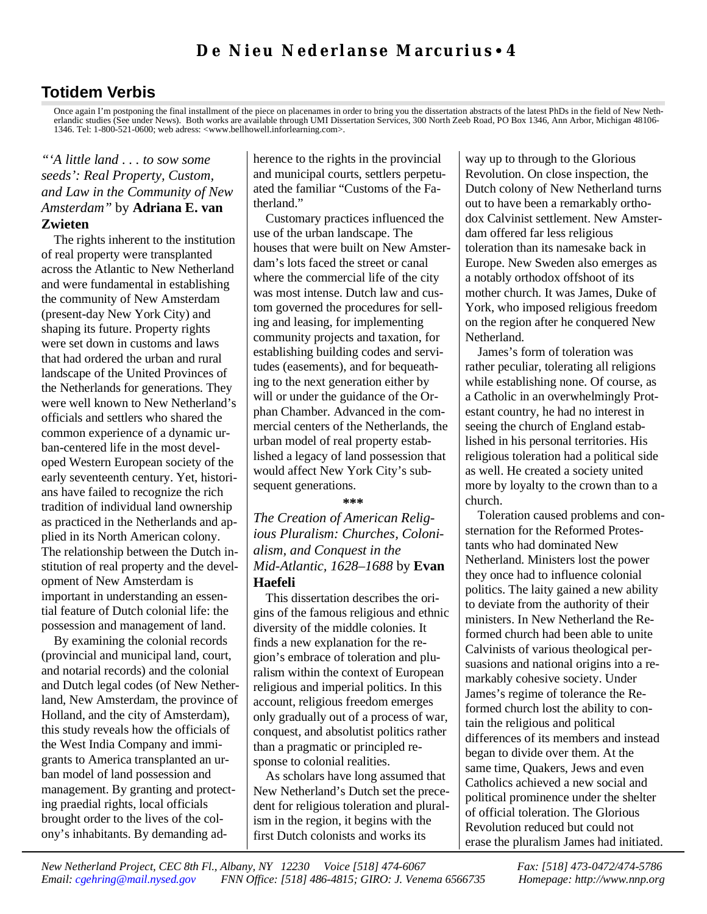## Totidem Verbis

Once again I'm postponing the final installment of the piece on placenames in order to bring you the dissertation abstracts of the latest PhDs in the field of New Netherlandic studies (See under News). Both works are available through UMI Dissertation Services, 300 North Zeeb Road, PO Box 1346, Ann Arbor, Michigan 48106-1346. Tel: 1-800-521-0600; web adress: <www.bellhowell.inforlearning.com>.

*"'A little land . . . to sow some seeds': Real Property, Custom, and Law in the Community of New Amsterdam"* by **Adriana E. van Zwieten**

The rights inherent to the institution of real property were transplanted across the Atlantic to New Netherland and were fundamental in establishing the community of New Amsterdam (present-day New York City) and shaping its future. Property rights were set down in customs and laws that had ordered the urban and rural landscape of the United Provinces of the Netherlands for generations. They were well known to New Netherland's officials and settlers who shared the common experience of a dynamic urban-centered life in the most developed Western European society of the early seventeenth century. Yet, historians have failed to recognize the rich tradition of individual land ownership as practiced in the Netherlands and applied in its North American colony. The relationship between the Dutch institution of real property and the development of New Amsterdam is important in understanding an essential feature of Dutch colonial life: the possession and management of land.

By examining the colonial records (provincial and municipal land, court, and notarial records) and the colonial and Dutch legal codes (of New Netherland, New Amsterdam, the province of Holland, and the city of Amsterdam), this study reveals how the officials of the West India Company and immigrants to America transplanted an urban model of land possession and management. By granting and protecting praedial rights, local officials brought order to the lives of the colony's inhabitants. By demanding adherence to the rights in the provincial and municipal courts, settlers perpetuated the familiar "Customs of the Fatherland."

Customary practices influenced the use of the urban landscape. The houses that were built on New Amsterdam's lots faced the street or canal where the commercial life of the city was most intense. Dutch law and custom governed the procedures for selling and leasing, for implementing community projects and taxation, for establishing building codes and servitudes (easements), and for bequeathing to the next generation either by will or under the guidance of the Orphan Chamber. Advanced in the commercial centers of the Netherlands, the urban model of real property established a legacy of land possession that would affect New York City's subsequent generations.

\*\*\*

*The Creation of American Religious Pluralism: Churches, Colonialism, and Conquest in the Mid-Atlantic, 1628–1688* by **Evan Haefeli**

This dissertation describes the origins of the famous religious and ethnic diversity of the middle colonies. It finds a new explanation for the region's embrace of toleration and pluralism within the context of European religious and imperial politics. In this account, religious freedom emerges only gradually out of a process of war, conquest, and absolutist politics rather than a pragmatic or principled response to colonial realities.

As scholars have long assumed that New Netherland's Dutch set the precedent for religious toleration and pluralism in the region, it begins with the first Dutch colonists and works its way up to through to the Glorious Revolution. On close inspection, the Dutch colony of New Netherland turns out to have been a remarkably orthodox Calvinist settlement. New Amsterdam offered far less religious toleration than its namesake back in Europe. New Sweden also emerges as a notably orthodox offshoot of its mother church. It was James, Duke of York, who imposed religious freedom on the region after he conquered New Netherland.

James's form of toleration was rather peculiar, tolerating all religions while establishing none. Of course, as a Catholic in an overwhelmingly Protestant country, he had no interest in seeing the church of England established in his personal territories. His religious toleration had a political side as well. He created a society united more by loyalty to the crown than to a church.

Toleration caused problems and consternation for the Reformed Protestants who had dominated New Netherland. Ministers lost the power they once had to influence colonial politics. The laity gained a new ability to deviate from the authority of their ministers. In New Netherland the Reformed church had been able to unite Calvinists of various theological persuasions and national origins into a remarkably cohesive society. Under James's regime of tolerance the Reformed church lost the ability to contain the religious and political differences of its members and instead began to divide over them. At the same time, Quakers, Jews and even Catholics achieved a new social and political prominence under the shelter of official toleration. The Glorious Revolution reduced but could not erase the pluralism James had initiated.

*New Netherland Project, CEC 8th Fl., Albany, NY 12230 Voice [518] 474-6067 Fax: [518] 473-0472/474-5786*
*Email: cgehring@mail.nysed.gov FNN Office: [518] 486-4815; GIRO: J. Venema 6566735 Homepage: http://www.nnp.org*